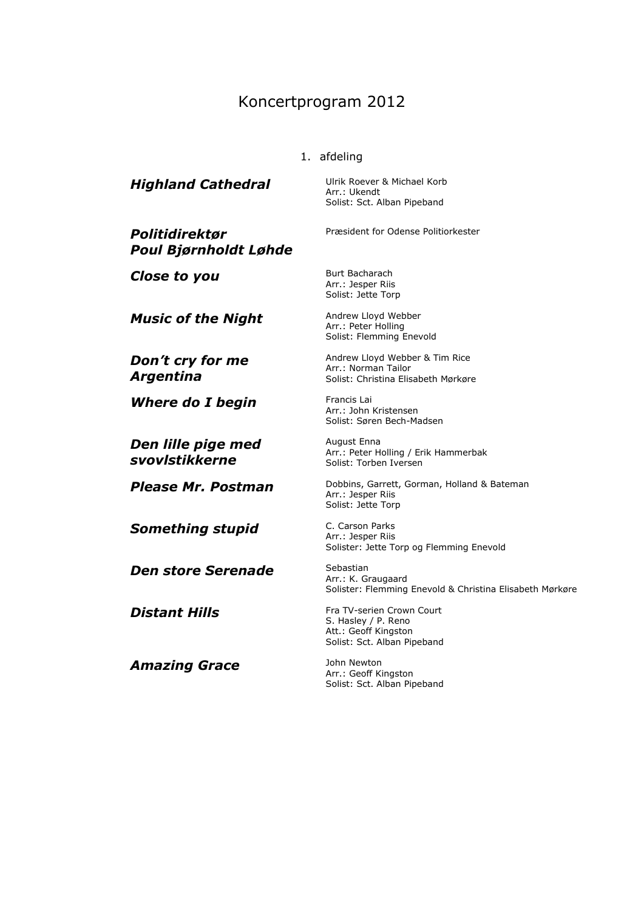# Koncertprogram 2012

1. afdeling

***Highland Cathedral***

Ulrik Roever & Michael Korb
Arr.: Ukendt
Solist: Sct. Alban Pipeband

***Politidirektør Poul Bjørnholdt Løhde***

Præsident for Odense Politiorkester

***Close to you***

Burt Bacharach
Arr.: Jesper Riis
Solist: Jette Torp

***Music of the Night***

Andrew Lloyd Webber
Arr.: Peter Holling
Solist: Flemming Enevold

***Don't cry for me Argentina***

Andrew Lloyd Webber & Tim Rice
Arr.: Norman Tailor
Solist: Christina Elisabeth Mørkøre

***Where do I begin***

Francis Lai
Arr.: John Kristensen
Solist: Søren Bech-Madsen

***Den lille pige med svovlstikkerne***

August Enna
Arr.: Peter Holling / Erik Hammerbak
Solist: Torben Iversen

***Please Mr. Postman***

Dobbins, Garrett, Gorman, Holland & Bateman
Arr.: Jesper Riis
Solist: Jette Torp

***Something stupid***

C. Carson Parks
Arr.: Jesper Riis
Solister: Jette Torp og Flemming Enevold

***Den store Serenade***

Sebastian
Arr.: K. Graugaard
Solister: Flemming Enevold & Christina Elisabeth Mørkøre

***Distant Hills***

Fra TV-serien Crown Court
S. Hasley / P. Reno
Att.: Geoff Kingston
Solist: Sct. Alban Pipeband

***Amazing Grace***

John Newton
Arr.: Geoff Kingston
Solist: Sct. Alban Pipeband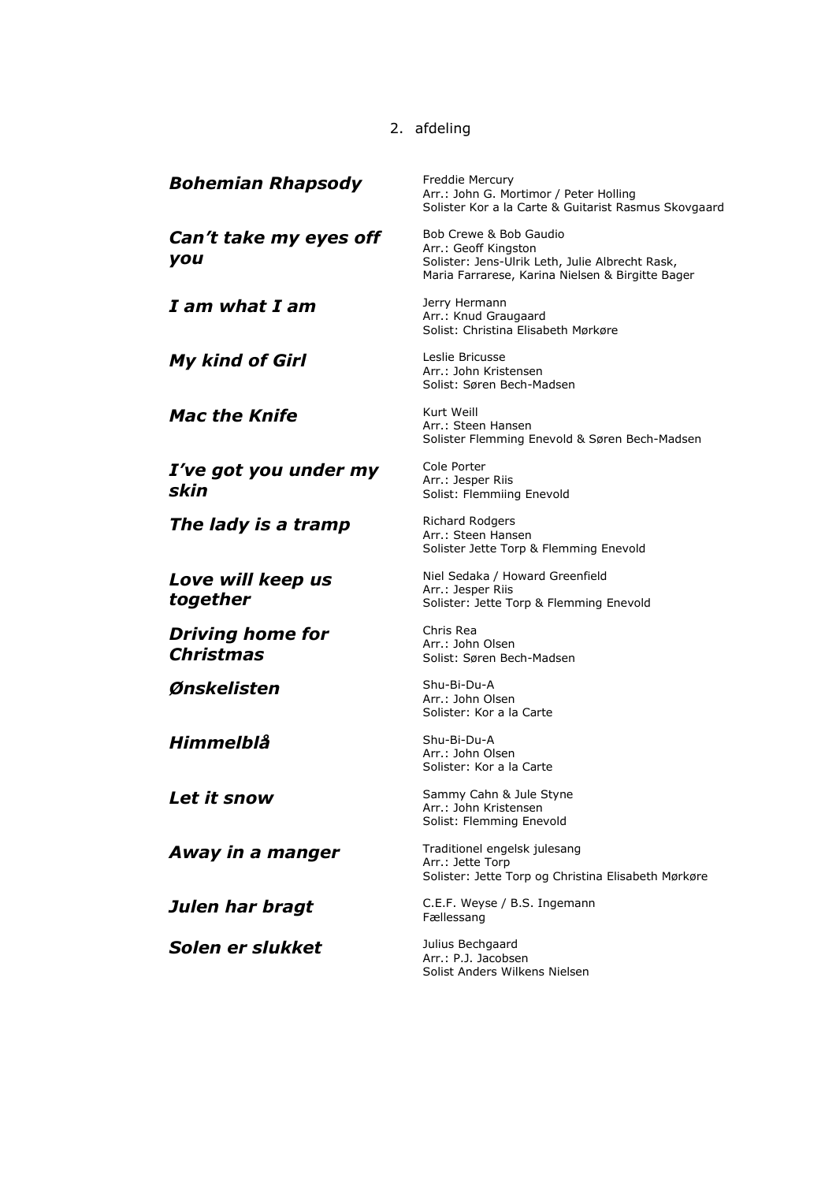## 2. afdeling

***Bohemian Rhapsody***

Freddie Mercury
Arr.: John G. Mortimor / Peter Holling
Solister Kor a la Carte & Guitarist Rasmus Skovgaard

***Can't take my eyes off you***

Bob Crewe & Bob Gaudio
Arr.: Geoff Kingston
Solister: Jens-Ulrik Leth, Julie Albrecht Rask, Maria Farrarese, Karina Nielsen & Birgitte Bager

***I am what I am***

Jerry Hermann
Arr.: Knud Graugaard
Solist: Christina Elisabeth Mørkøre

***My kind of Girl***

Leslie Bricusse
Arr.: John Kristensen
Solist: Søren Bech-Madsen

***Mac the Knife***

Kurt Weill
Arr.: Steen Hansen
Solister Flemming Enevold & Søren Bech-Madsen

***I've got you under my skin***

Cole Porter
Arr.: Jesper Riis
Solist: Flemmiing Enevold

***The lady is a tramp***

Richard Rodgers
Arr.: Steen Hansen
Solister Jette Torp & Flemming Enevold

***Love will keep us together***

Niel Sedaka / Howard Greenfield
Arr.: Jesper Riis
Solister: Jette Torp & Flemming Enevold

***Driving home for Christmas***

Chris Rea
Arr.: John Olsen
Solist: Søren Bech-Madsen

***Ønskelisten***

Shu-Bi-Du-A
Arr.: John Olsen
Solister: Kor a la Carte

***Himmelblå***

Shu-Bi-Du-A
Arr.: John Olsen
Solister: Kor a la Carte

***Let it snow***

Sammy Cahn & Jule Styne
Arr.: John Kristensen
Solist: Flemming Enevold

***Away in a manger***

Traditionel engelsk julesang
Arr.: Jette Torp
Solister: Jette Torp og Christina Elisabeth Mørkøre

***Julen har bragt***

C.E.F. Weyse / B.S. Ingemann
Fællessang

***Solen er slukket***

Julius Bechgaard
Arr.: P.J. Jacobsen
Solist Anders Wilkens Nielsen